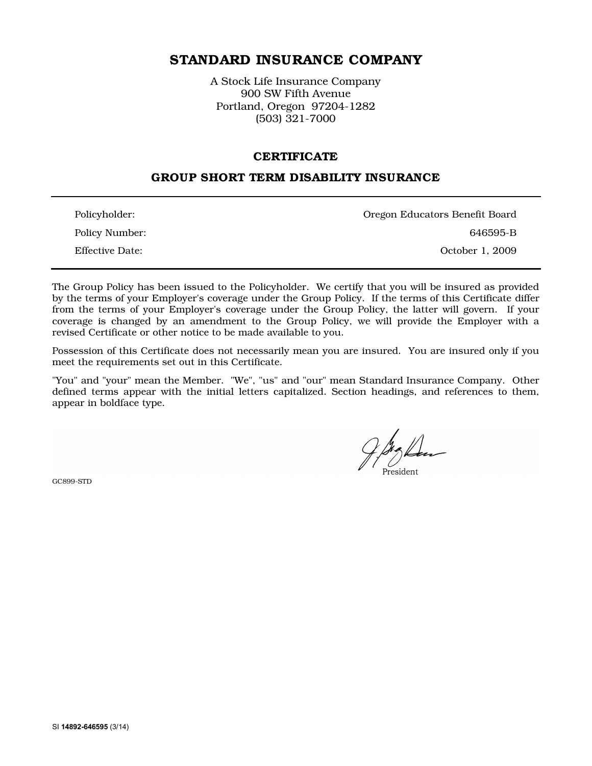# STANDARD INSURANCE COMPANY

A Stock Life Insurance Company
900 SW Fifth Avenue
Portland, Oregon 97204-1282
(503) 321-7000

## CERTIFICATE

## GROUP SHORT TERM DISABILITY INSURANCE

| | |
|---|---|
| Policyholder: | Oregon Educators Benefit Board |
| Policy Number: | 646595-B |
| Effective Date: | October 1, 2009 |

The Group Policy has been issued to the Policyholder. We certify that you will be insured as provided by the terms of your Employer's coverage under the Group Policy. If the terms of this Certificate differ from the terms of your Employer's coverage under the Group Policy, the latter will govern. If your coverage is changed by an amendment to the Group Policy, we will provide the Employer with a revised Certificate or other notice to be made available to you.

Possession of this Certificate does not necessarily mean you are insured. You are insured only if you meet the requirements set out in this Certificate.

"You" and "your" mean the Member. "We", "us" and "our" mean Standard Insurance Company. Other defined terms appear with the initial letters capitalized. Section headings, and references to them, appear in boldface type.

President

GC899-STD

SI **14892-646595** (3/14)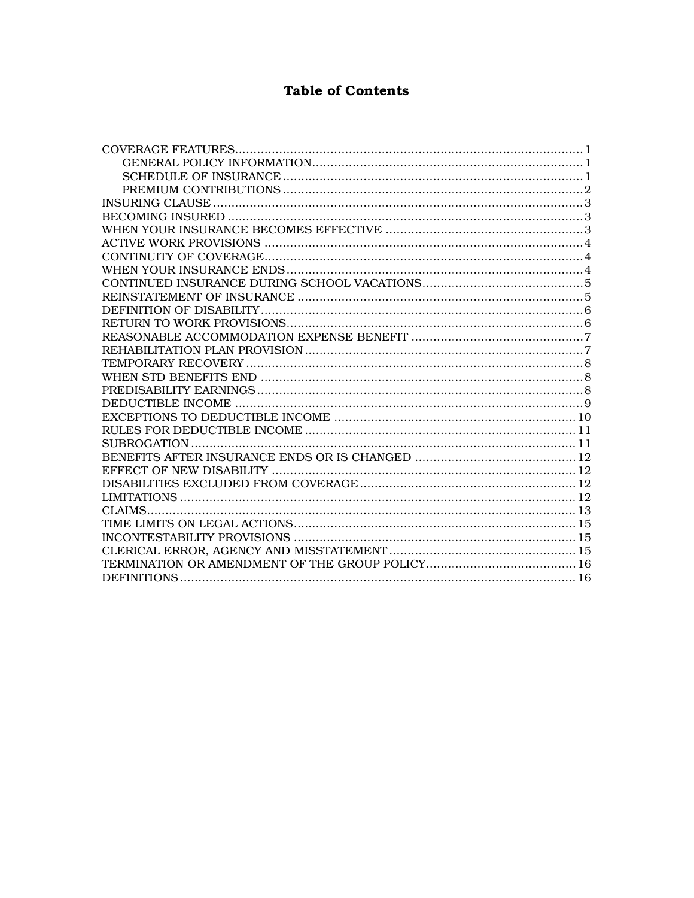# Table of Contents

- COVERAGE FEATURES ........ 1
  - GENERAL POLICY INFORMATION ........ 1
  - SCHEDULE OF INSURANCE ........ 1
  - PREMIUM CONTRIBUTIONS ........ 2
- INSURING CLAUSE ........ 3
- BECOMING INSURED ........ 3
- WHEN YOUR INSURANCE BECOMES EFFECTIVE ........ 3
- ACTIVE WORK PROVISIONS ........ 4
- CONTINUITY OF COVERAGE ........ 4
- WHEN YOUR INSURANCE ENDS ........ 4
- CONTINUED INSURANCE DURING SCHOOL VACATIONS ........ 5
- REINSTATEMENT OF INSURANCE ........ 5
- DEFINITION OF DISABILITY ........ 6
- RETURN TO WORK PROVISIONS ........ 6
- REASONABLE ACCOMMODATION EXPENSE BENEFIT ........ 7
- REHABILITATION PLAN PROVISION ........ 7
- TEMPORARY RECOVERY ........ 8
- WHEN STD BENEFITS END ........ 8
- PREDISABILITY EARNINGS ........ 8
- DEDUCTIBLE INCOME ........ 9
- EXCEPTIONS TO DEDUCTIBLE INCOME ........ 10
- RULES FOR DEDUCTIBLE INCOME ........ 11
- SUBROGATION ........ 11
- BENEFITS AFTER INSURANCE ENDS OR IS CHANGED ........ 12
- EFFECT OF NEW DISABILITY ........ 12
- DISABILITIES EXCLUDED FROM COVERAGE ........ 12
- LIMITATIONS ........ 12
- CLAIMS ........ 13
- TIME LIMITS ON LEGAL ACTIONS ........ 15
- INCONTESTABILITY PROVISIONS ........ 15
- CLERICAL ERROR, AGENCY AND MISSTATEMENT ........ 15
- TERMINATION OR AMENDMENT OF THE GROUP POLICY ........ 16
- DEFINITIONS ........ 16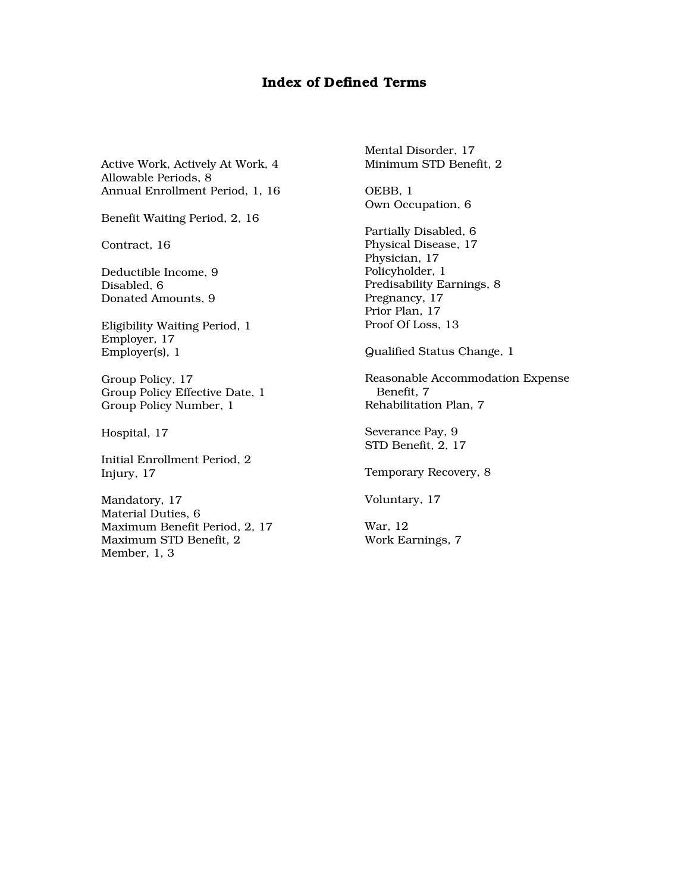# Index of Defined Terms

Active Work, Actively At Work, 4
Allowable Periods, 8
Annual Enrollment Period, 1, 16

Benefit Waiting Period, 2, 16

Contract, 16

Deductible Income, 9
Disabled, 6
Donated Amounts, 9

Eligibility Waiting Period, 1
Employer, 17
Employer(s), 1

Group Policy, 17
Group Policy Effective Date, 1
Group Policy Number, 1

Hospital, 17

Initial Enrollment Period, 2
Injury, 17

Mandatory, 17
Material Duties, 6
Maximum Benefit Period, 2, 17
Maximum STD Benefit, 2
Member, 1, 3
Mental Disorder, 17
Minimum STD Benefit, 2

OEBB, 1
Own Occupation, 6

Partially Disabled, 6
Physical Disease, 17
Physician, 17
Policyholder, 1
Predisability Earnings, 8
Pregnancy, 17
Prior Plan, 17
Proof Of Loss, 13

Qualified Status Change, 1

Reasonable Accommodation Expense Benefit, 7
Rehabilitation Plan, 7

Severance Pay, 9
STD Benefit, 2, 17

Temporary Recovery, 8

Voluntary, 17

War, 12
Work Earnings, 7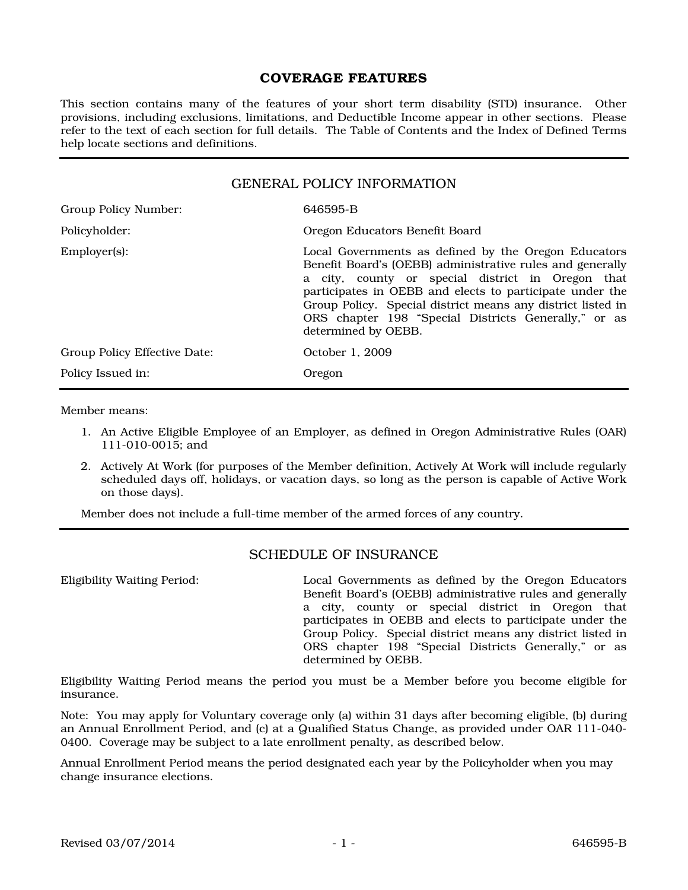## COVERAGE FEATURES

This section contains many of the features of your short term disability (STD) insurance. Other provisions, including exclusions, limitations, and Deductible Income appear in other sections. Please refer to the text of each section for full details. The Table of Contents and the Index of Defined Terms help locate sections and definitions.

### GENERAL POLICY INFORMATION

| | |
|---|---|
| Group Policy Number: | 646595-B |
| Policyholder: | Oregon Educators Benefit Board |
| Employer(s): | Local Governments as defined by the Oregon Educators Benefit Board's (OEBB) administrative rules and generally a city, county or special district in Oregon that participates in OEBB and elects to participate under the Group Policy. Special district means any district listed in ORS chapter 198 "Special Districts Generally," or as determined by OEBB. |
| Group Policy Effective Date: | October 1, 2009 |
| Policy Issued in: | Oregon |

Member means:

1. An Active Eligible Employee of an Employer, as defined in Oregon Administrative Rules (OAR) 111-010-0015; and
2. Actively At Work (for purposes of the Member definition, Actively At Work will include regularly scheduled days off, holidays, or vacation days, so long as the person is capable of Active Work on those days).

Member does not include a full-time member of the armed forces of any country.

### SCHEDULE OF INSURANCE

| | |
|---|---|
| Eligibility Waiting Period: | Local Governments as defined by the Oregon Educators Benefit Board's (OEBB) administrative rules and generally a city, county or special district in Oregon that participates in OEBB and elects to participate under the Group Policy. Special district means any district listed in ORS chapter 198 "Special Districts Generally," or as determined by OEBB. |

Eligibility Waiting Period means the period you must be a Member before you become eligible for insurance.

Note: You may apply for Voluntary coverage only (a) within 31 days after becoming eligible, (b) during an Annual Enrollment Period, and (c) at a Qualified Status Change, as provided under OAR 111-040-0400. Coverage may be subject to a late enrollment penalty, as described below.

Annual Enrollment Period means the period designated each year by the Policyholder when you may change insurance elections.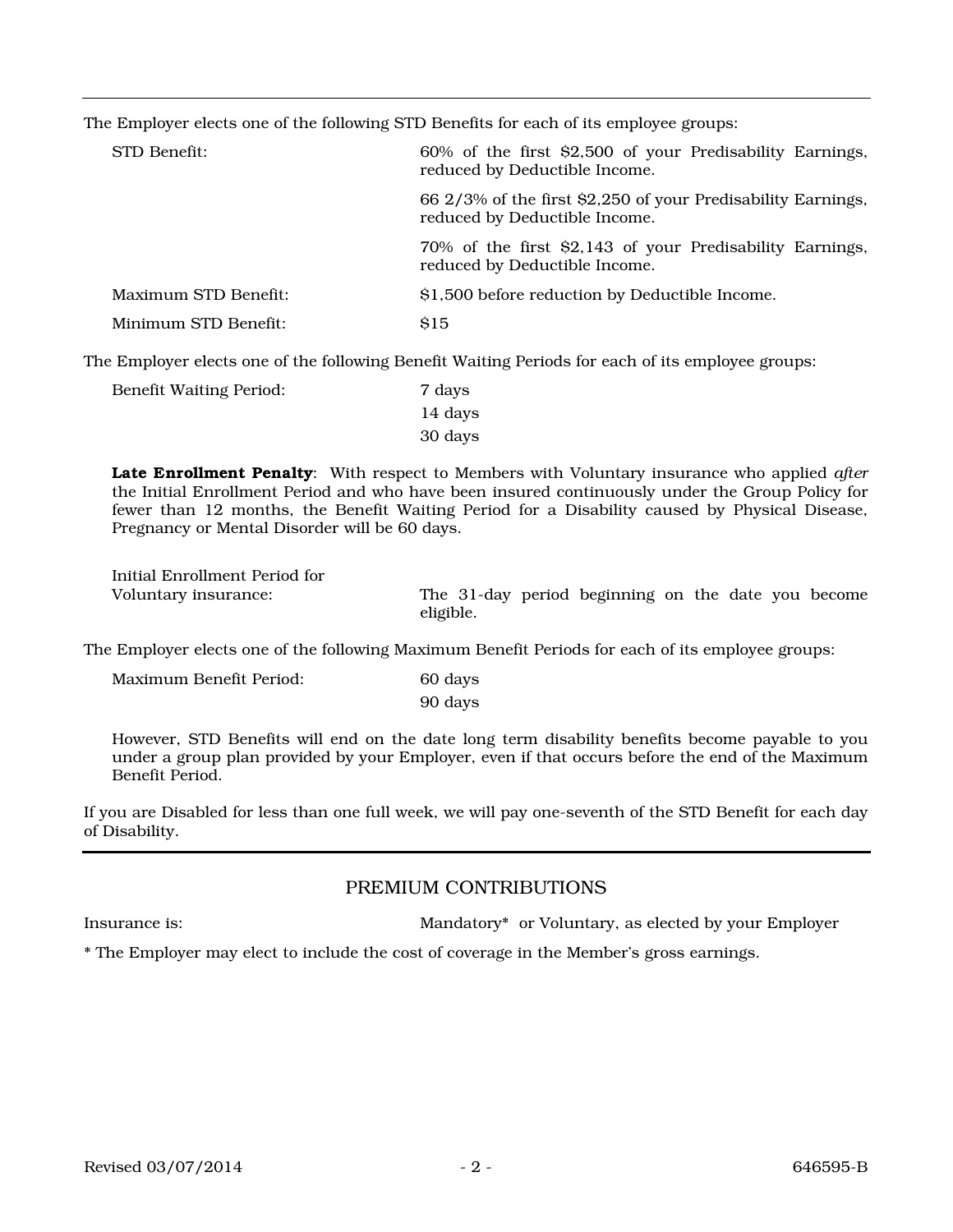The Employer elects one of the following STD Benefits for each of its employee groups:

| | |
|---|---|
| STD Benefit: | 60% of the first $2,500 of your Predisability Earnings, reduced by Deductible Income. |
| | 66 2/3% of the first $2,250 of your Predisability Earnings, reduced by Deductible Income. |
| | 70% of the first $2,143 of your Predisability Earnings, reduced by Deductible Income. |
| Maximum STD Benefit: | $1,500 before reduction by Deductible Income. |
| Minimum STD Benefit: | $15 |

The Employer elects one of the following Benefit Waiting Periods for each of its employee groups:

| | |
|---|---|
| Benefit Waiting Period: | 7 days |
| | 14 days |
| | 30 days |

**Late Enrollment Penalty**: With respect to Members with Voluntary insurance who applied *after* the Initial Enrollment Period and who have been insured continuously under the Group Policy for fewer than 12 months, the Benefit Waiting Period for a Disability caused by Physical Disease, Pregnancy or Mental Disorder will be 60 days.

| | |
|---|---|
| Initial Enrollment Period for Voluntary insurance: | The 31-day period beginning on the date you become eligible. |

The Employer elects one of the following Maximum Benefit Periods for each of its employee groups:

| | |
|---|---|
| Maximum Benefit Period: | 60 days |
| | 90 days |

However, STD Benefits will end on the date long term disability benefits become payable to you under a group plan provided by your Employer, even if that occurs before the end of the Maximum Benefit Period.

If you are Disabled for less than one full week, we will pay one-seventh of the STD Benefit for each day of Disability.

## PREMIUM CONTRIBUTIONS

| | |
|---|---|
| Insurance is: | Mandatory* or Voluntary, as elected by your Employer |

* The Employer may elect to include the cost of coverage in the Member's gross earnings.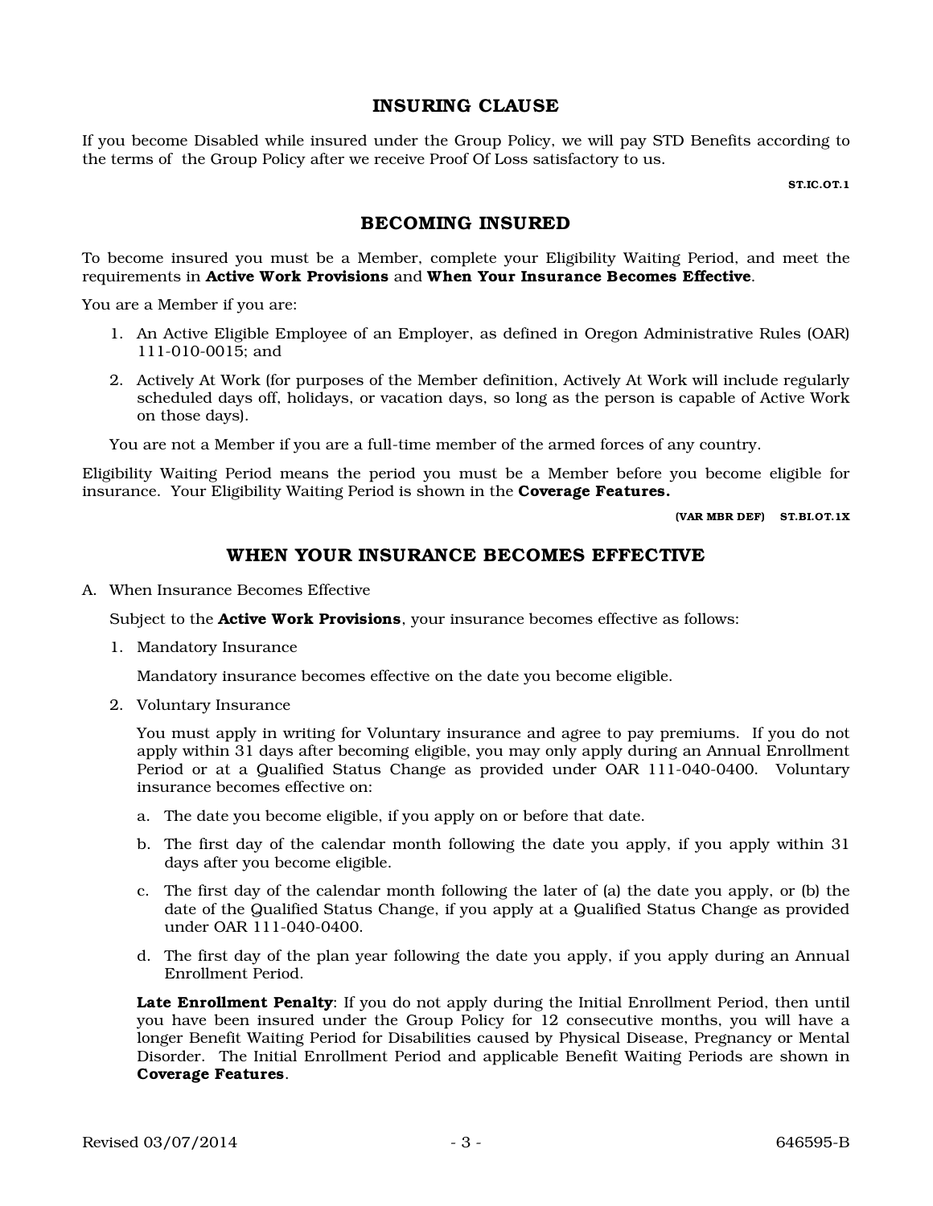## INSURING CLAUSE

If you become Disabled while insured under the Group Policy, we will pay STD Benefits according to the terms of the Group Policy after we receive Proof Of Loss satisfactory to us.

**ST.IC.OT.1**

## BECOMING INSURED

To become insured you must be a Member, complete your Eligibility Waiting Period, and meet the requirements in **Active Work Provisions** and **When Your Insurance Becomes Effective**.

You are a Member if you are:

1. An Active Eligible Employee of an Employer, as defined in Oregon Administrative Rules (OAR) 111-010-0015; and
2. Actively At Work (for purposes of the Member definition, Actively At Work will include regularly scheduled days off, holidays, or vacation days, so long as the person is capable of Active Work on those days).

You are not a Member if you are a full-time member of the armed forces of any country.

Eligibility Waiting Period means the period you must be a Member before you become eligible for insurance. Your Eligibility Waiting Period is shown in the **Coverage Features.**

**(VAR MBR DEF) ST.BI.OT.1X**

## WHEN YOUR INSURANCE BECOMES EFFECTIVE

A. When Insurance Becomes Effective

Subject to the **Active Work Provisions**, your insurance becomes effective as follows:

1. Mandatory Insurance

   Mandatory insurance becomes effective on the date you become eligible.

2. Voluntary Insurance

   You must apply in writing for Voluntary insurance and agree to pay premiums. If you do not apply within 31 days after becoming eligible, you may only apply during an Annual Enrollment Period or at a Qualified Status Change as provided under OAR 111-040-0400. Voluntary insurance becomes effective on:

   a. The date you become eligible, if you apply on or before that date.

   b. The first day of the calendar month following the date you apply, if you apply within 31 days after you become eligible.

   c. The first day of the calendar month following the later of (a) the date you apply, or (b) the date of the Qualified Status Change, if you apply at a Qualified Status Change as provided under OAR 111-040-0400.

   d. The first day of the plan year following the date you apply, if you apply during an Annual Enrollment Period.

   **Late Enrollment Penalty**: If you do not apply during the Initial Enrollment Period, then until you have been insured under the Group Policy for 12 consecutive months, you will have a longer Benefit Waiting Period for Disabilities caused by Physical Disease, Pregnancy or Mental Disorder. The Initial Enrollment Period and applicable Benefit Waiting Periods are shown in **Coverage Features**.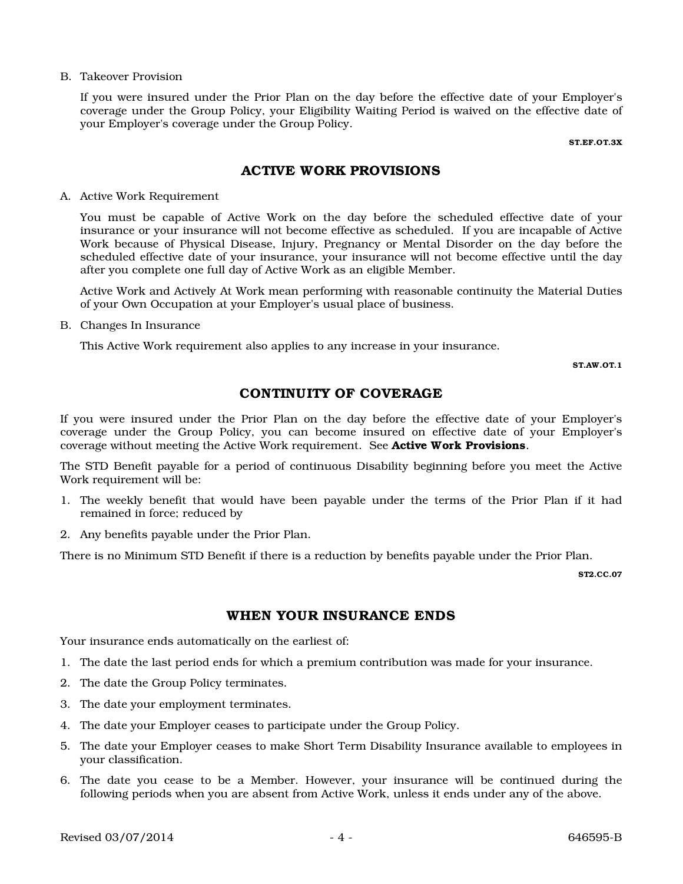B. Takeover Provision

If you were insured under the Prior Plan on the day before the effective date of your Employer's coverage under the Group Policy, your Eligibility Waiting Period is waived on the effective date of your Employer's coverage under the Group Policy.

ST.EF.OT.3X

## ACTIVE WORK PROVISIONS

A. Active Work Requirement

You must be capable of Active Work on the day before the scheduled effective date of your insurance or your insurance will not become effective as scheduled. If you are incapable of Active Work because of Physical Disease, Injury, Pregnancy or Mental Disorder on the day before the scheduled effective date of your insurance, your insurance will not become effective until the day after you complete one full day of Active Work as an eligible Member.

Active Work and Actively At Work mean performing with reasonable continuity the Material Duties of your Own Occupation at your Employer's usual place of business.

B. Changes In Insurance

This Active Work requirement also applies to any increase in your insurance.

ST.AW.OT.1

## CONTINUITY OF COVERAGE

If you were insured under the Prior Plan on the day before the effective date of your Employer's coverage under the Group Policy, you can become insured on effective date of your Employer's coverage without meeting the Active Work requirement. See **Active Work Provisions**.

The STD Benefit payable for a period of continuous Disability beginning before you meet the Active Work requirement will be:

1. The weekly benefit that would have been payable under the terms of the Prior Plan if it had remained in force; reduced by
2. Any benefits payable under the Prior Plan.

There is no Minimum STD Benefit if there is a reduction by benefits payable under the Prior Plan.

ST2.CC.07

## WHEN YOUR INSURANCE ENDS

Your insurance ends automatically on the earliest of:

1. The date the last period ends for which a premium contribution was made for your insurance.
2. The date the Group Policy terminates.
3. The date your employment terminates.
4. The date your Employer ceases to participate under the Group Policy.
5. The date your Employer ceases to make Short Term Disability Insurance available to employees in your classification.
6. The date you cease to be a Member. However, your insurance will be continued during the following periods when you are absent from Active Work, unless it ends under any of the above.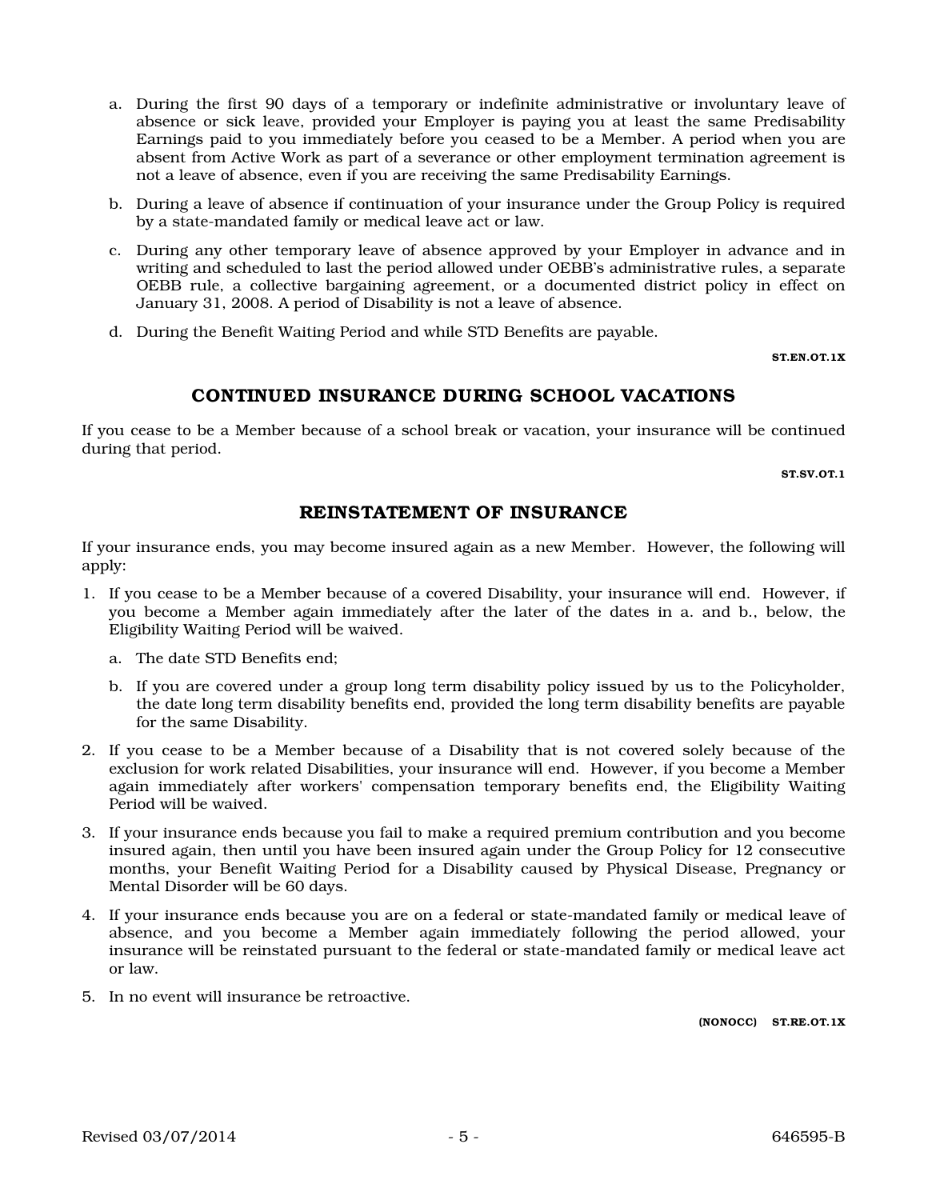a. During the first 90 days of a temporary or indefinite administrative or involuntary leave of absence or sick leave, provided your Employer is paying you at least the same Predisability Earnings paid to you immediately before you ceased to be a Member. A period when you are absent from Active Work as part of a severance or other employment termination agreement is not a leave of absence, even if you are receiving the same Predisability Earnings.

b. During a leave of absence if continuation of your insurance under the Group Policy is required by a state-mandated family or medical leave act or law.

c. During any other temporary leave of absence approved by your Employer in advance and in writing and scheduled to last the period allowed under OEBB's administrative rules, a separate OEBB rule, a collective bargaining agreement, or a documented district policy in effect on January 31, 2008. A period of Disability is not a leave of absence.

d. During the Benefit Waiting Period and while STD Benefits are payable.

**ST.EN.OT.1X**

## CONTINUED INSURANCE DURING SCHOOL VACATIONS

If you cease to be a Member because of a school break or vacation, your insurance will be continued during that period.

**ST.SV.OT.1**

## REINSTATEMENT OF INSURANCE

If your insurance ends, you may become insured again as a new Member. However, the following will apply:

1. If you cease to be a Member because of a covered Disability, your insurance will end. However, if you become a Member again immediately after the later of the dates in a. and b., below, the Eligibility Waiting Period will be waived.

   a. The date STD Benefits end;

   b. If you are covered under a group long term disability policy issued by us to the Policyholder, the date long term disability benefits end, provided the long term disability benefits are payable for the same Disability.

2. If you cease to be a Member because of a Disability that is not covered solely because of the exclusion for work related Disabilities, your insurance will end. However, if you become a Member again immediately after workers' compensation temporary benefits end, the Eligibility Waiting Period will be waived.

3. If your insurance ends because you fail to make a required premium contribution and you become insured again, then until you have been insured again under the Group Policy for 12 consecutive months, your Benefit Waiting Period for a Disability caused by Physical Disease, Pregnancy or Mental Disorder will be 60 days.

4. If your insurance ends because you are on a federal or state-mandated family or medical leave of absence, and you become a Member again immediately following the period allowed, your insurance will be reinstated pursuant to the federal or state-mandated family or medical leave act or law.

5. In no event will insurance be retroactive.

**(NONOCC) ST.RE.OT.1X**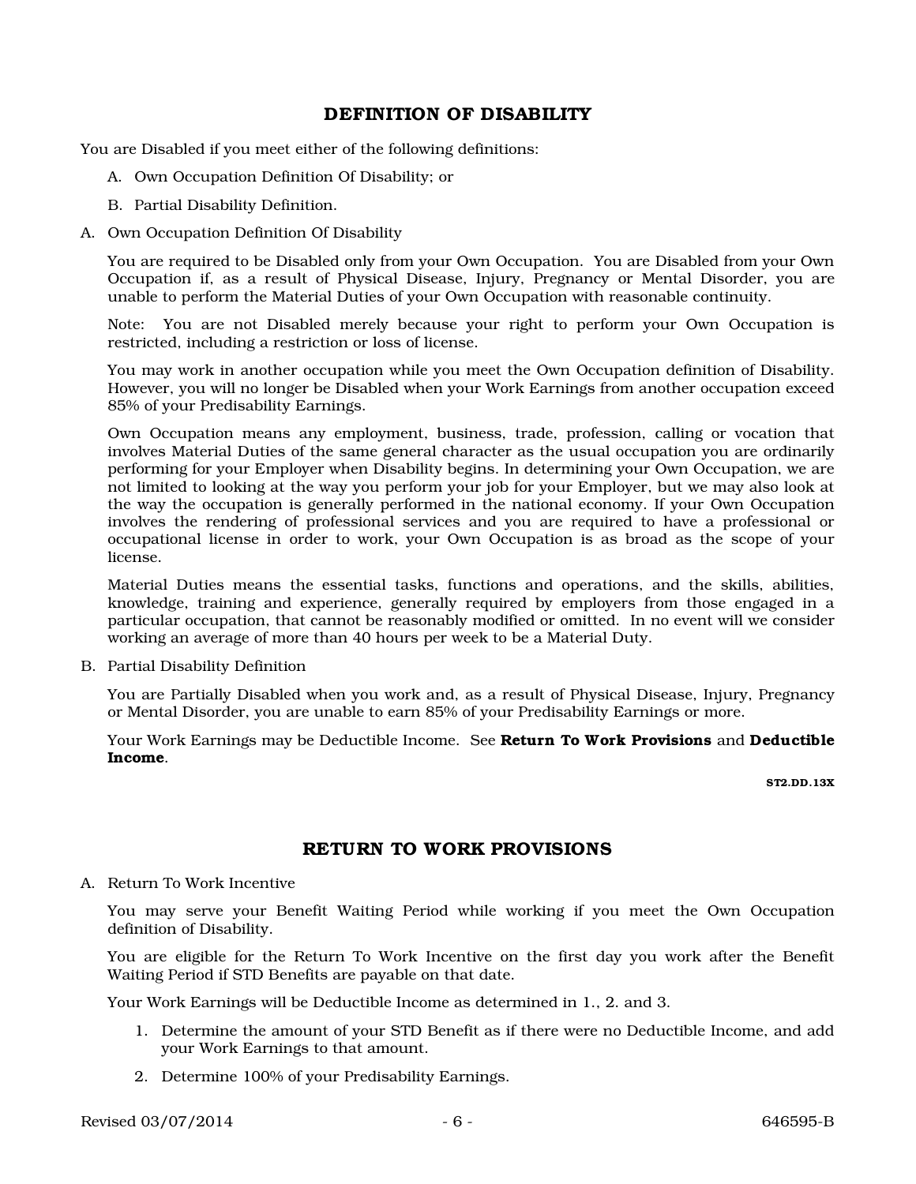## DEFINITION OF DISABILITY

You are Disabled if you meet either of the following definitions:

A. Own Occupation Definition Of Disability; or

B. Partial Disability Definition.

A. Own Occupation Definition Of Disability

You are required to be Disabled only from your Own Occupation. You are Disabled from your Own Occupation if, as a result of Physical Disease, Injury, Pregnancy or Mental Disorder, you are unable to perform the Material Duties of your Own Occupation with reasonable continuity.

Note: You are not Disabled merely because your right to perform your Own Occupation is restricted, including a restriction or loss of license.

You may work in another occupation while you meet the Own Occupation definition of Disability. However, you will no longer be Disabled when your Work Earnings from another occupation exceed 85% of your Predisability Earnings.

Own Occupation means any employment, business, trade, profession, calling or vocation that involves Material Duties of the same general character as the usual occupation you are ordinarily performing for your Employer when Disability begins. In determining your Own Occupation, we are not limited to looking at the way you perform your job for your Employer, but we may also look at the way the occupation is generally performed in the national economy. If your Own Occupation involves the rendering of professional services and you are required to have a professional or occupational license in order to work, your Own Occupation is as broad as the scope of your license.

Material Duties means the essential tasks, functions and operations, and the skills, abilities, knowledge, training and experience, generally required by employers from those engaged in a particular occupation, that cannot be reasonably modified or omitted. In no event will we consider working an average of more than 40 hours per week to be a Material Duty.

B. Partial Disability Definition

You are Partially Disabled when you work and, as a result of Physical Disease, Injury, Pregnancy or Mental Disorder, you are unable to earn 85% of your Predisability Earnings or more.

Your Work Earnings may be Deductible Income. See **Return To Work Provisions** and **Deductible Income**.

**ST2.DD.13X**

## RETURN TO WORK PROVISIONS

A. Return To Work Incentive

You may serve your Benefit Waiting Period while working if you meet the Own Occupation definition of Disability.

You are eligible for the Return To Work Incentive on the first day you work after the Benefit Waiting Period if STD Benefits are payable on that date.

Your Work Earnings will be Deductible Income as determined in 1., 2. and 3.

1. Determine the amount of your STD Benefit as if there were no Deductible Income, and add your Work Earnings to that amount.
2. Determine 100% of your Predisability Earnings.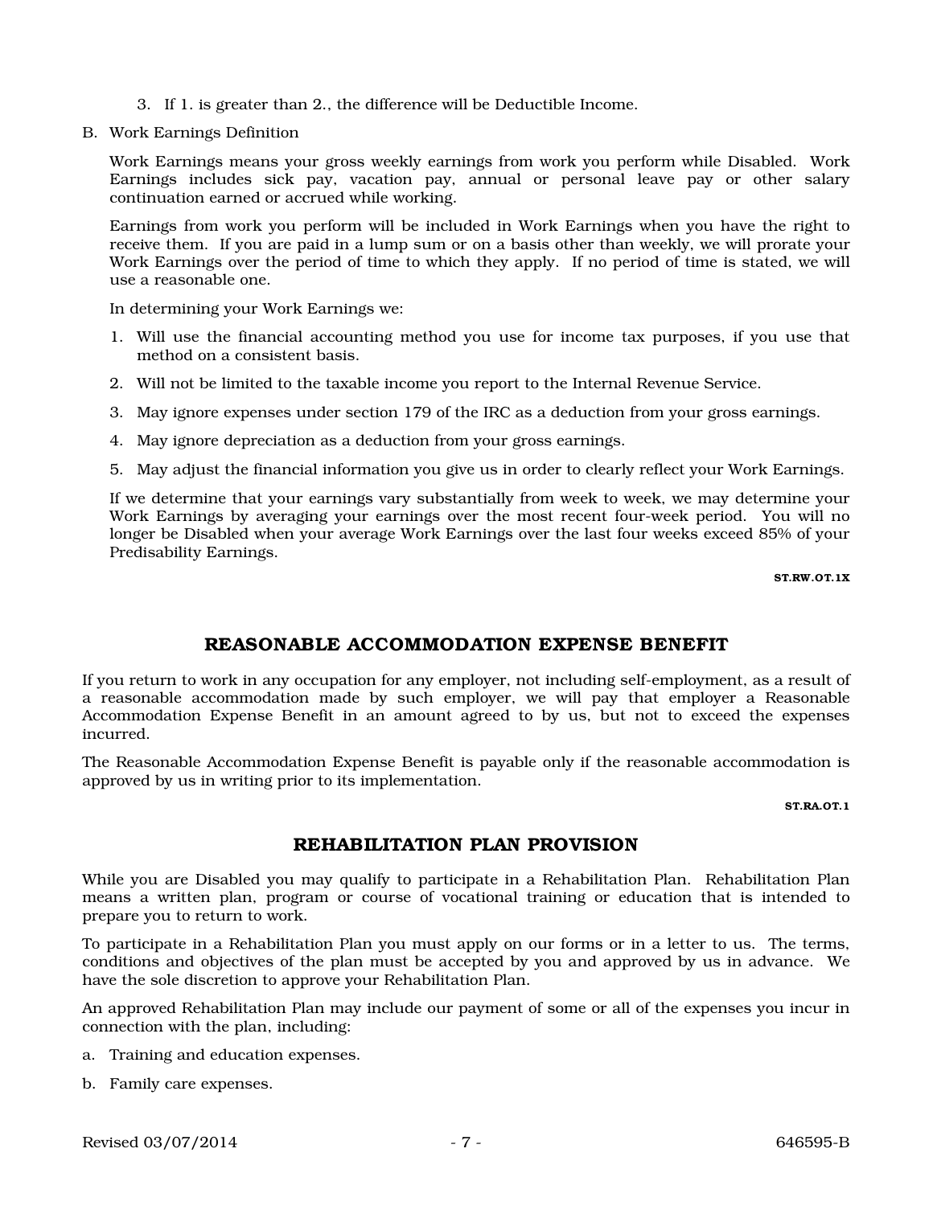3. If 1. is greater than 2., the difference will be Deductible Income.

B. Work Earnings Definition

Work Earnings means your gross weekly earnings from work you perform while Disabled. Work Earnings includes sick pay, vacation pay, annual or personal leave pay or other salary continuation earned or accrued while working.

Earnings from work you perform will be included in Work Earnings when you have the right to receive them. If you are paid in a lump sum or on a basis other than weekly, we will prorate your Work Earnings over the period of time to which they apply. If no period of time is stated, we will use a reasonable one.

In determining your Work Earnings we:

1. Will use the financial accounting method you use for income tax purposes, if you use that method on a consistent basis.
2. Will not be limited to the taxable income you report to the Internal Revenue Service.
3. May ignore expenses under section 179 of the IRC as a deduction from your gross earnings.
4. May ignore depreciation as a deduction from your gross earnings.
5. May adjust the financial information you give us in order to clearly reflect your Work Earnings.

If we determine that your earnings vary substantially from week to week, we may determine your Work Earnings by averaging your earnings over the most recent four-week period. You will no longer be Disabled when your average Work Earnings over the last four weeks exceed 85% of your Predisability Earnings.

ST.RW.OT.1X

## REASONABLE ACCOMMODATION EXPENSE BENEFIT

If you return to work in any occupation for any employer, not including self-employment, as a result of a reasonable accommodation made by such employer, we will pay that employer a Reasonable Accommodation Expense Benefit in an amount agreed to by us, but not to exceed the expenses incurred.

The Reasonable Accommodation Expense Benefit is payable only if the reasonable accommodation is approved by us in writing prior to its implementation.

ST.RA.OT.1

## REHABILITATION PLAN PROVISION

While you are Disabled you may qualify to participate in a Rehabilitation Plan. Rehabilitation Plan means a written plan, program or course of vocational training or education that is intended to prepare you to return to work.

To participate in a Rehabilitation Plan you must apply on our forms or in a letter to us. The terms, conditions and objectives of the plan must be accepted by you and approved by us in advance. We have the sole discretion to approve your Rehabilitation Plan.

An approved Rehabilitation Plan may include our payment of some or all of the expenses you incur in connection with the plan, including:

a. Training and education expenses.
b. Family care expenses.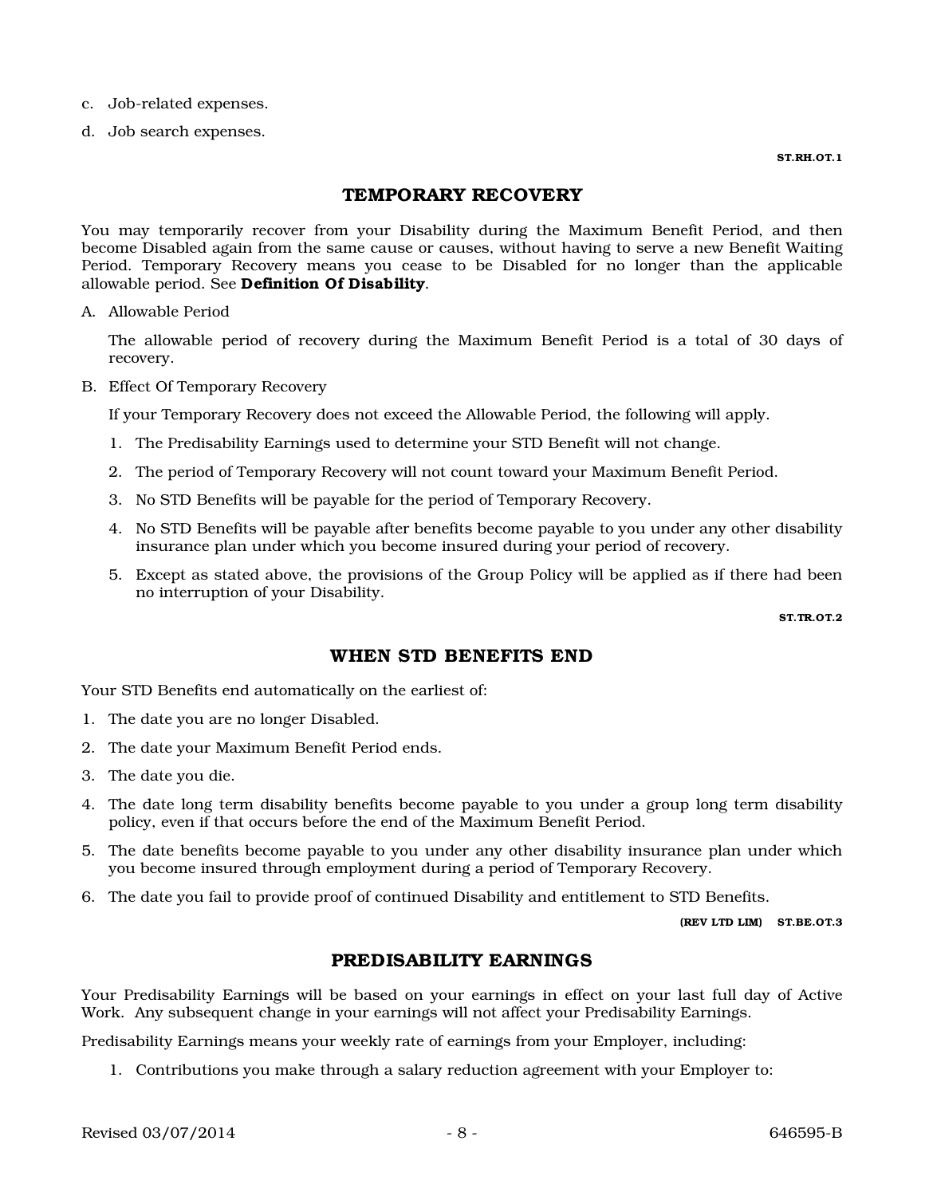c. Job-related expenses.

d. Job search expenses.

ST.RH.OT.1

## TEMPORARY RECOVERY

You may temporarily recover from your Disability during the Maximum Benefit Period, and then become Disabled again from the same cause or causes, without having to serve a new Benefit Waiting Period. Temporary Recovery means you cease to be Disabled for no longer than the applicable allowable period. See **Definition Of Disability**.

A. Allowable Period

   The allowable period of recovery during the Maximum Benefit Period is a total of 30 days of recovery.

B. Effect Of Temporary Recovery

   If your Temporary Recovery does not exceed the Allowable Period, the following will apply.

   1. The Predisability Earnings used to determine your STD Benefit will not change.
   2. The period of Temporary Recovery will not count toward your Maximum Benefit Period.
   3. No STD Benefits will be payable for the period of Temporary Recovery.
   4. No STD Benefits will be payable after benefits become payable to you under any other disability insurance plan under which you become insured during your period of recovery.
   5. Except as stated above, the provisions of the Group Policy will be applied as if there had been no interruption of your Disability.

ST.TR.OT.2

## WHEN STD BENEFITS END

Your STD Benefits end automatically on the earliest of:

1. The date you are no longer Disabled.
2. The date your Maximum Benefit Period ends.
3. The date you die.
4. The date long term disability benefits become payable to you under a group long term disability policy, even if that occurs before the end of the Maximum Benefit Period.
5. The date benefits become payable to you under any other disability insurance plan under which you become insured through employment during a period of Temporary Recovery.
6. The date you fail to provide proof of continued Disability and entitlement to STD Benefits.

(REV LTD LIM) ST.BE.OT.3

## PREDISABILITY EARNINGS

Your Predisability Earnings will be based on your earnings in effect on your last full day of Active Work. Any subsequent change in your earnings will not affect your Predisability Earnings.

Predisability Earnings means your weekly rate of earnings from your Employer, including:

1. Contributions you make through a salary reduction agreement with your Employer to: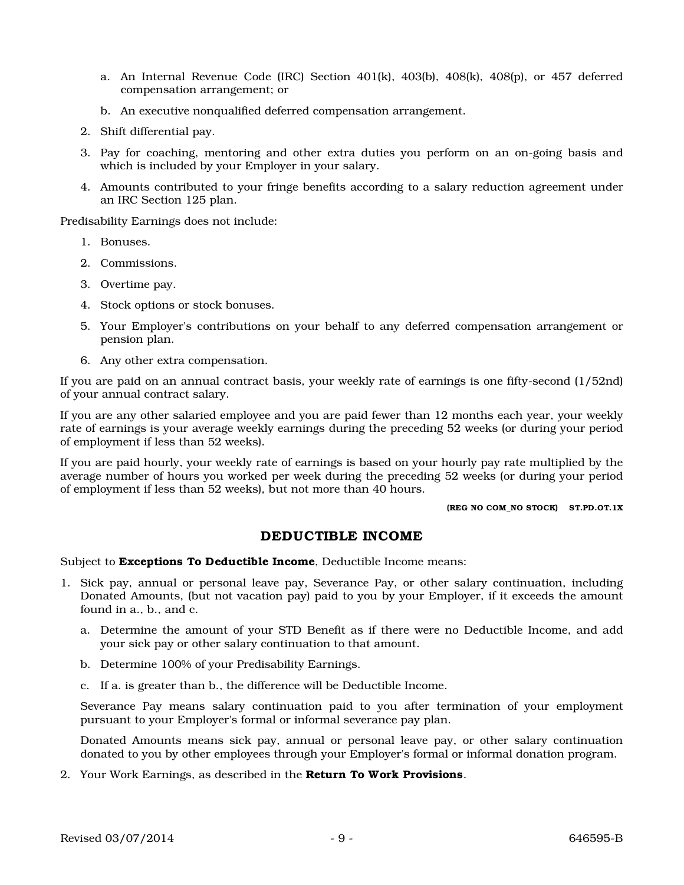a. An Internal Revenue Code (IRC) Section 401(k), 403(b), 408(k), 408(p), or 457 deferred compensation arrangement; or

   b. An executive nonqualified deferred compensation arrangement.

2. Shift differential pay.

3. Pay for coaching, mentoring and other extra duties you perform on an on-going basis and which is included by your Employer in your salary.

4. Amounts contributed to your fringe benefits according to a salary reduction agreement under an IRC Section 125 plan.

Predisability Earnings does not include:

1. Bonuses.
2. Commissions.
3. Overtime pay.
4. Stock options or stock bonuses.
5. Your Employer's contributions on your behalf to any deferred compensation arrangement or pension plan.
6. Any other extra compensation.

If you are paid on an annual contract basis, your weekly rate of earnings is one fifty-second (1/52nd) of your annual contract salary.

If you are any other salaried employee and you are paid fewer than 12 months each year, your weekly rate of earnings is your average weekly earnings during the preceding 52 weeks (or during your period of employment if less than 52 weeks).

If you are paid hourly, your weekly rate of earnings is based on your hourly pay rate multiplied by the average number of hours you worked per week during the preceding 52 weeks (or during your period of employment if less than 52 weeks), but not more than 40 hours.

**(REG NO COM_NO STOCK) ST.PD.OT.1X**

## DEDUCTIBLE INCOME

Subject to **Exceptions To Deductible Income**, Deductible Income means:

1. Sick pay, annual or personal leave pay, Severance Pay, or other salary continuation, including Donated Amounts, (but not vacation pay) paid to you by your Employer, if it exceeds the amount found in a., b., and c.

   a. Determine the amount of your STD Benefit as if there were no Deductible Income, and add your sick pay or other salary continuation to that amount.

   b. Determine 100% of your Predisability Earnings.

   c. If a. is greater than b., the difference will be Deductible Income.

   Severance Pay means salary continuation paid to you after termination of your employment pursuant to your Employer's formal or informal severance pay plan.

   Donated Amounts means sick pay, annual or personal leave pay, or other salary continuation donated to you by other employees through your Employer's formal or informal donation program.

2. Your Work Earnings, as described in the **Return To Work Provisions**.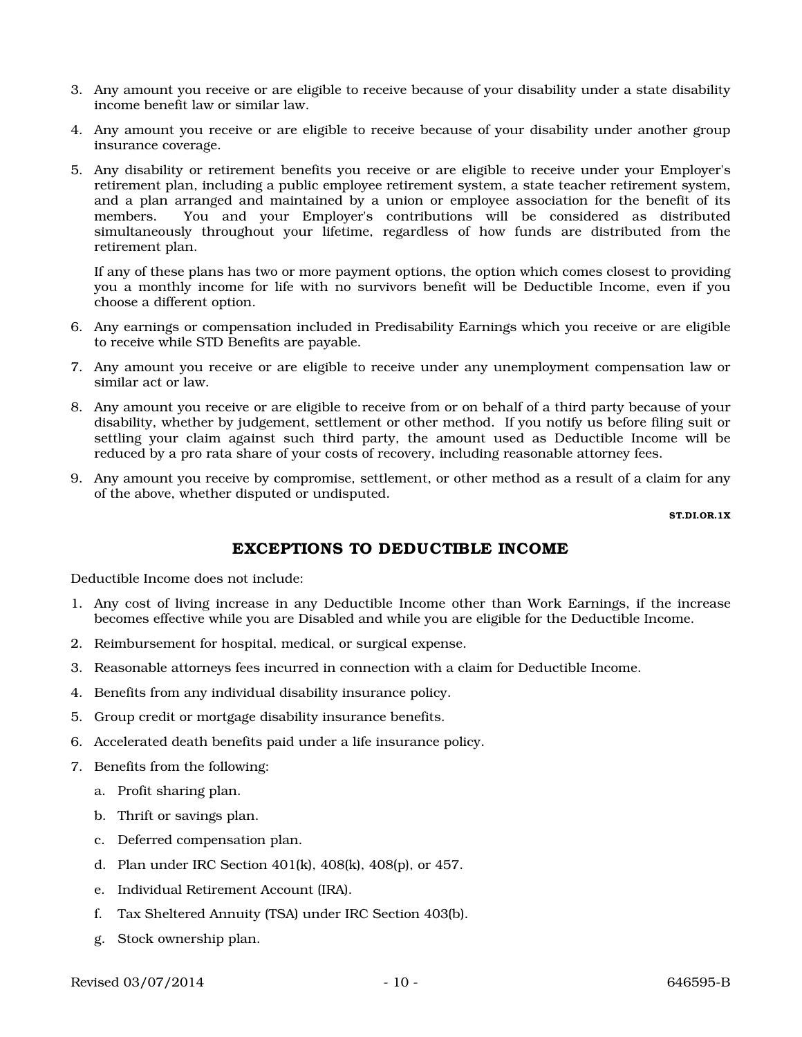3. Any amount you receive or are eligible to receive because of your disability under a state disability income benefit law or similar law.
4. Any amount you receive or are eligible to receive because of your disability under another group insurance coverage.
5. Any disability or retirement benefits you receive or are eligible to receive under your Employer's retirement plan, including a public employee retirement system, a state teacher retirement system, and a plan arranged and maintained by a union or employee association for the benefit of its members. You and your Employer's contributions will be considered as distributed simultaneously throughout your lifetime, regardless of how funds are distributed from the retirement plan.

   If any of these plans has two or more payment options, the option which comes closest to providing you a monthly income for life with no survivors benefit will be Deductible Income, even if you choose a different option.
6. Any earnings or compensation included in Predisability Earnings which you receive or are eligible to receive while STD Benefits are payable.
7. Any amount you receive or are eligible to receive under any unemployment compensation law or similar act or law.
8. Any amount you receive or are eligible to receive from or on behalf of a third party because of your disability, whether by judgement, settlement or other method. If you notify us before filing suit or settling your claim against such third party, the amount used as Deductible Income will be reduced by a pro rata share of your costs of recovery, including reasonable attorney fees.
9. Any amount you receive by compromise, settlement, or other method as a result of a claim for any of the above, whether disputed or undisputed.

ST.DI.OR.1X

## EXCEPTIONS TO DEDUCTIBLE INCOME

Deductible Income does not include:

1. Any cost of living increase in any Deductible Income other than Work Earnings, if the increase becomes effective while you are Disabled and while you are eligible for the Deductible Income.
2. Reimbursement for hospital, medical, or surgical expense.
3. Reasonable attorneys fees incurred in connection with a claim for Deductible Income.
4. Benefits from any individual disability insurance policy.
5. Group credit or mortgage disability insurance benefits.
6. Accelerated death benefits paid under a life insurance policy.
7. Benefits from the following:
   a. Profit sharing plan.
   b. Thrift or savings plan.
   c. Deferred compensation plan.
   d. Plan under IRC Section 401(k), 408(k), 408(p), or 457.
   e. Individual Retirement Account (IRA).
   f. Tax Sheltered Annuity (TSA) under IRC Section 403(b).
   g. Stock ownership plan.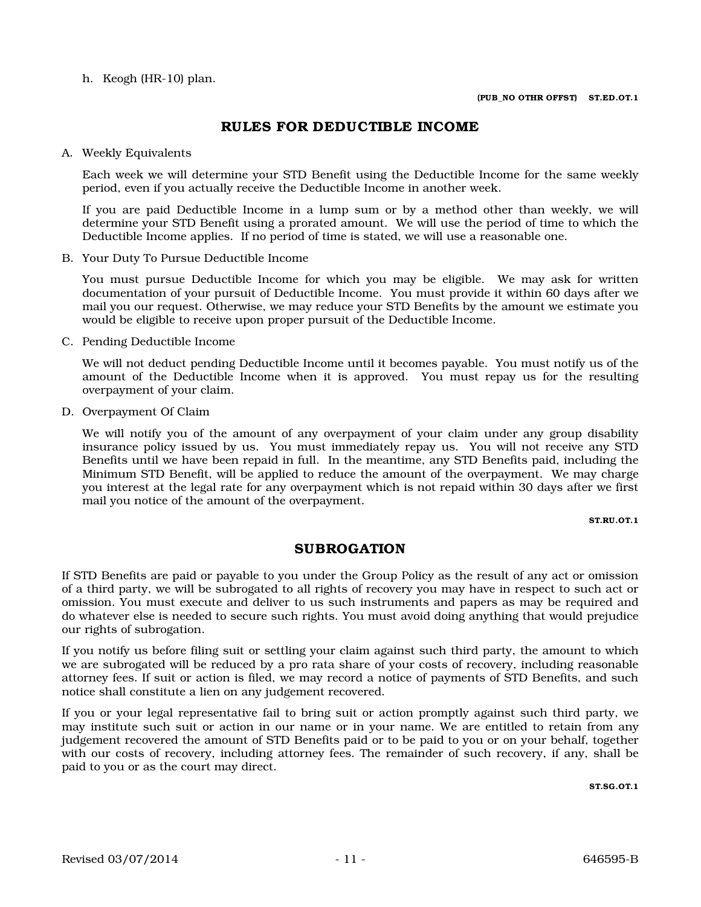h. Keogh (HR-10) plan.

**(PUB_NO OTHR OFFST) ST.ED.OT.1**

## RULES FOR DEDUCTIBLE INCOME

A. Weekly Equivalents

Each week we will determine your STD Benefit using the Deductible Income for the same weekly period, even if you actually receive the Deductible Income in another week.

If you are paid Deductible Income in a lump sum or by a method other than weekly, we will determine your STD Benefit using a prorated amount. We will use the period of time to which the Deductible Income applies. If no period of time is stated, we will use a reasonable one.

B. Your Duty To Pursue Deductible Income

You must pursue Deductible Income for which you may be eligible. We may ask for written documentation of your pursuit of Deductible Income. You must provide it within 60 days after we mail you our request. Otherwise, we may reduce your STD Benefits by the amount we estimate you would be eligible to receive upon proper pursuit of the Deductible Income.

C. Pending Deductible Income

We will not deduct pending Deductible Income until it becomes payable. You must notify us of the amount of the Deductible Income when it is approved. You must repay us for the resulting overpayment of your claim.

D. Overpayment Of Claim

We will notify you of the amount of any overpayment of your claim under any group disability insurance policy issued by us. You must immediately repay us. You will not receive any STD Benefits until we have been repaid in full. In the meantime, any STD Benefits paid, including the Minimum STD Benefit, will be applied to reduce the amount of the overpayment. We may charge you interest at the legal rate for any overpayment which is not repaid within 30 days after we first mail you notice of the amount of the overpayment.

**ST.RU.OT.1**

## SUBROGATION

If STD Benefits are paid or payable to you under the Group Policy as the result of any act or omission of a third party, we will be subrogated to all rights of recovery you may have in respect to such act or omission. You must execute and deliver to us such instruments and papers as may be required and do whatever else is needed to secure such rights. You must avoid doing anything that would prejudice our rights of subrogation.

If you notify us before filing suit or settling your claim against such third party, the amount to which we are subrogated will be reduced by a pro rata share of your costs of recovery, including reasonable attorney fees. If suit or action is filed, we may record a notice of payments of STD Benefits, and such notice shall constitute a lien on any judgement recovered.

If you or your legal representative fail to bring suit or action promptly against such third party, we may institute such suit or action in our name or in your name. We are entitled to retain from any judgement recovered the amount of STD Benefits paid or to be paid to you or on your behalf, together with our costs of recovery, including attorney fees. The remainder of such recovery, if any, shall be paid to you or as the court may direct.

**ST.SG.OT.1**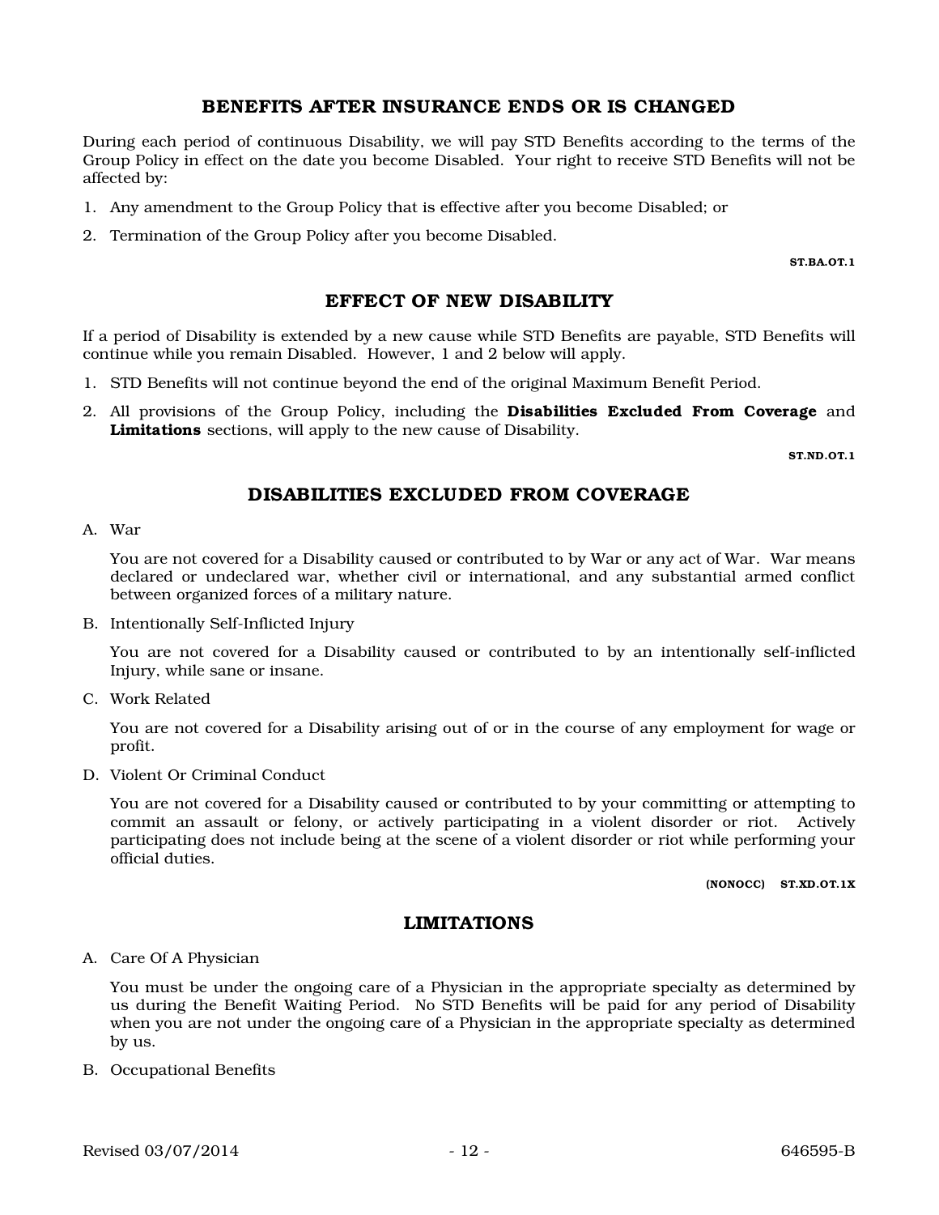## BENEFITS AFTER INSURANCE ENDS OR IS CHANGED

During each period of continuous Disability, we will pay STD Benefits according to the terms of the Group Policy in effect on the date you become Disabled. Your right to receive STD Benefits will not be affected by:

1. Any amendment to the Group Policy that is effective after you become Disabled; or
2. Termination of the Group Policy after you become Disabled.

**ST.BA.OT.1**

## EFFECT OF NEW DISABILITY

If a period of Disability is extended by a new cause while STD Benefits are payable, STD Benefits will continue while you remain Disabled. However, 1 and 2 below will apply.

1. STD Benefits will not continue beyond the end of the original Maximum Benefit Period.
2. All provisions of the Group Policy, including the **Disabilities Excluded From Coverage** and **Limitations** sections, will apply to the new cause of Disability.

**ST.ND.OT.1**

## DISABILITIES EXCLUDED FROM COVERAGE

A. War

You are not covered for a Disability caused or contributed to by War or any act of War. War means declared or undeclared war, whether civil or international, and any substantial armed conflict between organized forces of a military nature.

B. Intentionally Self-Inflicted Injury

You are not covered for a Disability caused or contributed to by an intentionally self-inflicted Injury, while sane or insane.

C. Work Related

You are not covered for a Disability arising out of or in the course of any employment for wage or profit.

D. Violent Or Criminal Conduct

You are not covered for a Disability caused or contributed to by your committing or attempting to commit an assault or felony, or actively participating in a violent disorder or riot. Actively participating does not include being at the scene of a violent disorder or riot while performing your official duties.

**(NONOCC) ST.XD.OT.1X**

## LIMITATIONS

A. Care Of A Physician

You must be under the ongoing care of a Physician in the appropriate specialty as determined by us during the Benefit Waiting Period. No STD Benefits will be paid for any period of Disability when you are not under the ongoing care of a Physician in the appropriate specialty as determined by us.

B. Occupational Benefits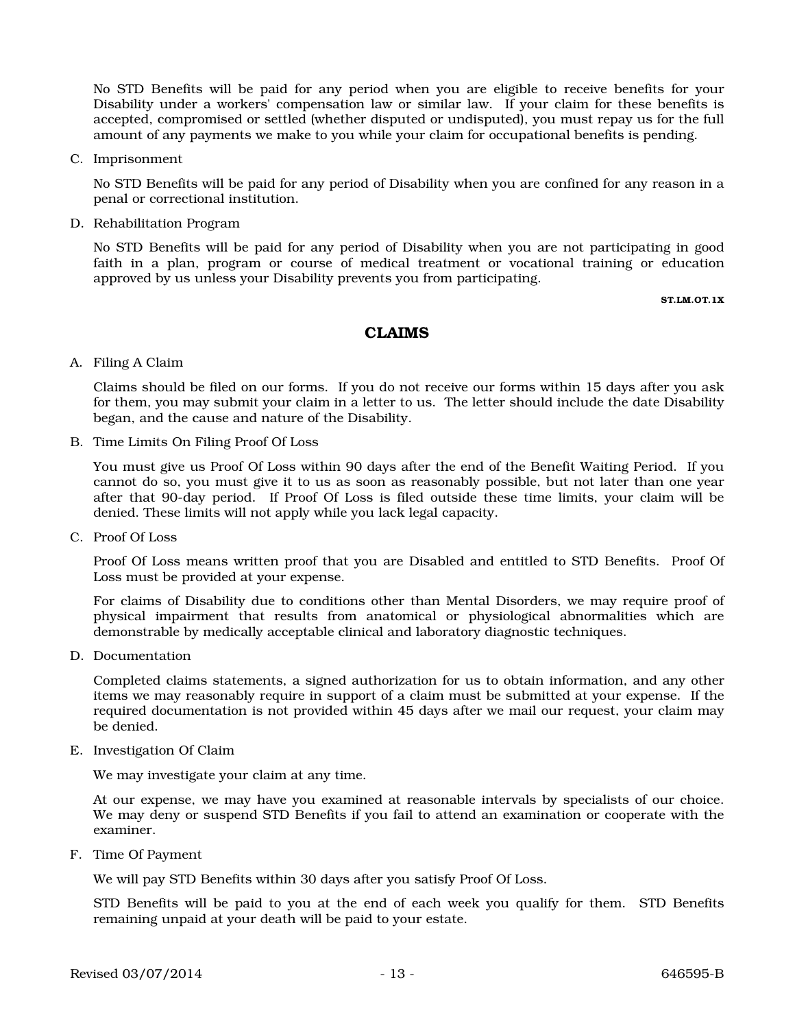No STD Benefits will be paid for any period when you are eligible to receive benefits for your Disability under a workers' compensation law or similar law. If your claim for these benefits is accepted, compromised or settled (whether disputed or undisputed), you must repay us for the full amount of any payments we make to you while your claim for occupational benefits is pending.

C. Imprisonment

No STD Benefits will be paid for any period of Disability when you are confined for any reason in a penal or correctional institution.

D. Rehabilitation Program

No STD Benefits will be paid for any period of Disability when you are not participating in good faith in a plan, program or course of medical treatment or vocational training or education approved by us unless your Disability prevents you from participating.

**ST.LM.OT.1X**

## CLAIMS

A. Filing A Claim

Claims should be filed on our forms. If you do not receive our forms within 15 days after you ask for them, you may submit your claim in a letter to us. The letter should include the date Disability began, and the cause and nature of the Disability.

B. Time Limits On Filing Proof Of Loss

You must give us Proof Of Loss within 90 days after the end of the Benefit Waiting Period. If you cannot do so, you must give it to us as soon as reasonably possible, but not later than one year after that 90-day period. If Proof Of Loss is filed outside these time limits, your claim will be denied. These limits will not apply while you lack legal capacity.

C. Proof Of Loss

Proof Of Loss means written proof that you are Disabled and entitled to STD Benefits. Proof Of Loss must be provided at your expense.

For claims of Disability due to conditions other than Mental Disorders, we may require proof of physical impairment that results from anatomical or physiological abnormalities which are demonstrable by medically acceptable clinical and laboratory diagnostic techniques.

D. Documentation

Completed claims statements, a signed authorization for us to obtain information, and any other items we may reasonably require in support of a claim must be submitted at your expense. If the required documentation is not provided within 45 days after we mail our request, your claim may be denied.

E. Investigation Of Claim

We may investigate your claim at any time.

At our expense, we may have you examined at reasonable intervals by specialists of our choice. We may deny or suspend STD Benefits if you fail to attend an examination or cooperate with the examiner.

F. Time Of Payment

We will pay STD Benefits within 30 days after you satisfy Proof Of Loss.

STD Benefits will be paid to you at the end of each week you qualify for them. STD Benefits remaining unpaid at your death will be paid to your estate.

Revised 03/07/2014 646595-B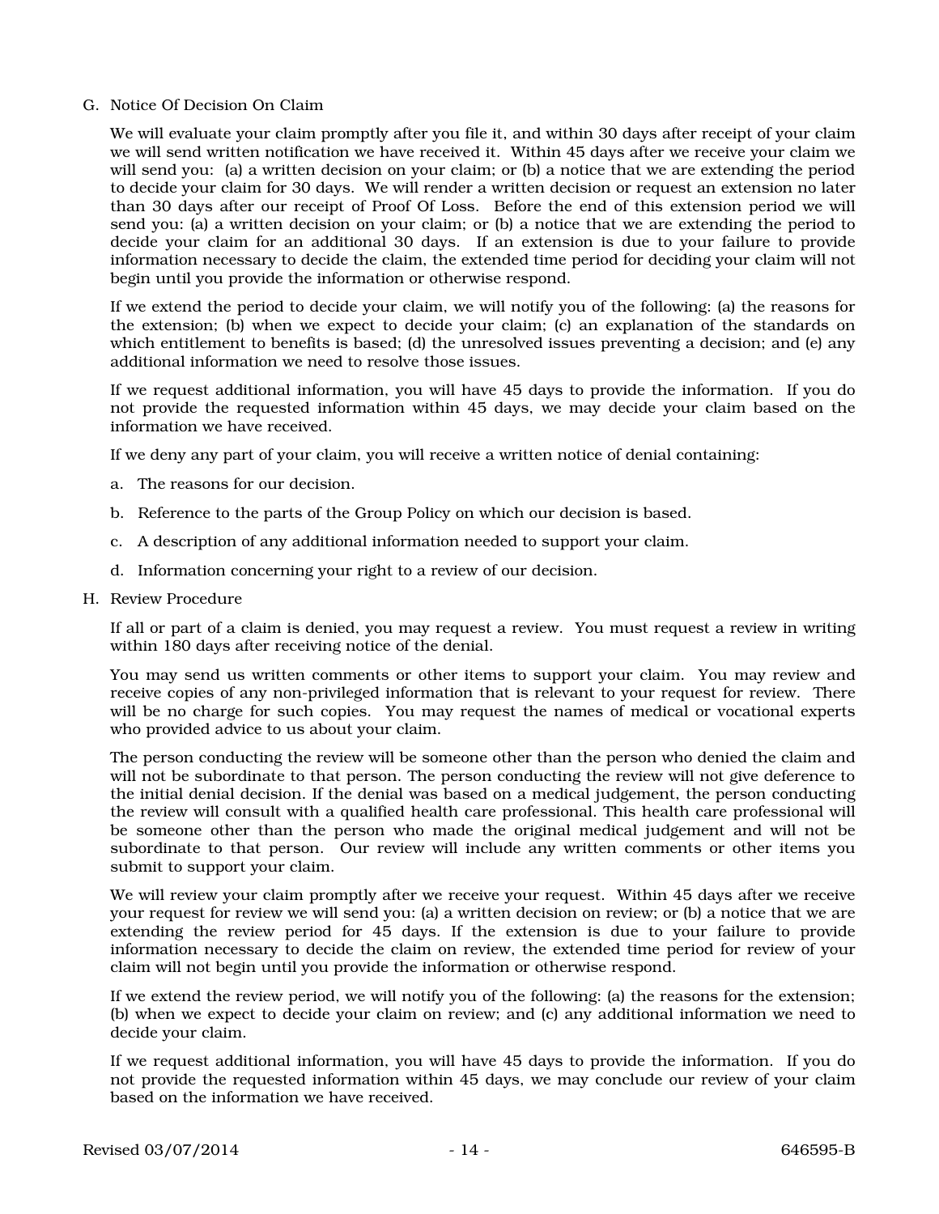G. Notice Of Decision On Claim

We will evaluate your claim promptly after you file it, and within 30 days after receipt of your claim we will send written notification we have received it. Within 45 days after we receive your claim we will send you: (a) a written decision on your claim; or (b) a notice that we are extending the period to decide your claim for 30 days. We will render a written decision or request an extension no later than 30 days after our receipt of Proof Of Loss. Before the end of this extension period we will send you: (a) a written decision on your claim; or (b) a notice that we are extending the period to decide your claim for an additional 30 days. If an extension is due to your failure to provide information necessary to decide the claim, the extended time period for deciding your claim will not begin until you provide the information or otherwise respond.

If we extend the period to decide your claim, we will notify you of the following: (a) the reasons for the extension; (b) when we expect to decide your claim; (c) an explanation of the standards on which entitlement to benefits is based; (d) the unresolved issues preventing a decision; and (e) any additional information we need to resolve those issues.

If we request additional information, you will have 45 days to provide the information. If you do not provide the requested information within 45 days, we may decide your claim based on the information we have received.

If we deny any part of your claim, you will receive a written notice of denial containing:

a. The reasons for our decision.

b. Reference to the parts of the Group Policy on which our decision is based.

c. A description of any additional information needed to support your claim.

d. Information concerning your right to a review of our decision.

H. Review Procedure

If all or part of a claim is denied, you may request a review. You must request a review in writing within 180 days after receiving notice of the denial.

You may send us written comments or other items to support your claim. You may review and receive copies of any non-privileged information that is relevant to your request for review. There will be no charge for such copies. You may request the names of medical or vocational experts who provided advice to us about your claim.

The person conducting the review will be someone other than the person who denied the claim and will not be subordinate to that person. The person conducting the review will not give deference to the initial denial decision. If the denial was based on a medical judgement, the person conducting the review will consult with a qualified health care professional. This health care professional will be someone other than the person who made the original medical judgement and will not be subordinate to that person. Our review will include any written comments or other items you submit to support your claim.

We will review your claim promptly after we receive your request. Within 45 days after we receive your request for review we will send you: (a) a written decision on review; or (b) a notice that we are extending the review period for 45 days. If the extension is due to your failure to provide information necessary to decide the claim on review, the extended time period for review of your claim will not begin until you provide the information or otherwise respond.

If we extend the review period, we will notify you of the following: (a) the reasons for the extension; (b) when we expect to decide your claim on review; and (c) any additional information we need to decide your claim.

If we request additional information, you will have 45 days to provide the information. If you do not provide the requested information within 45 days, we may conclude our review of your claim based on the information we have received.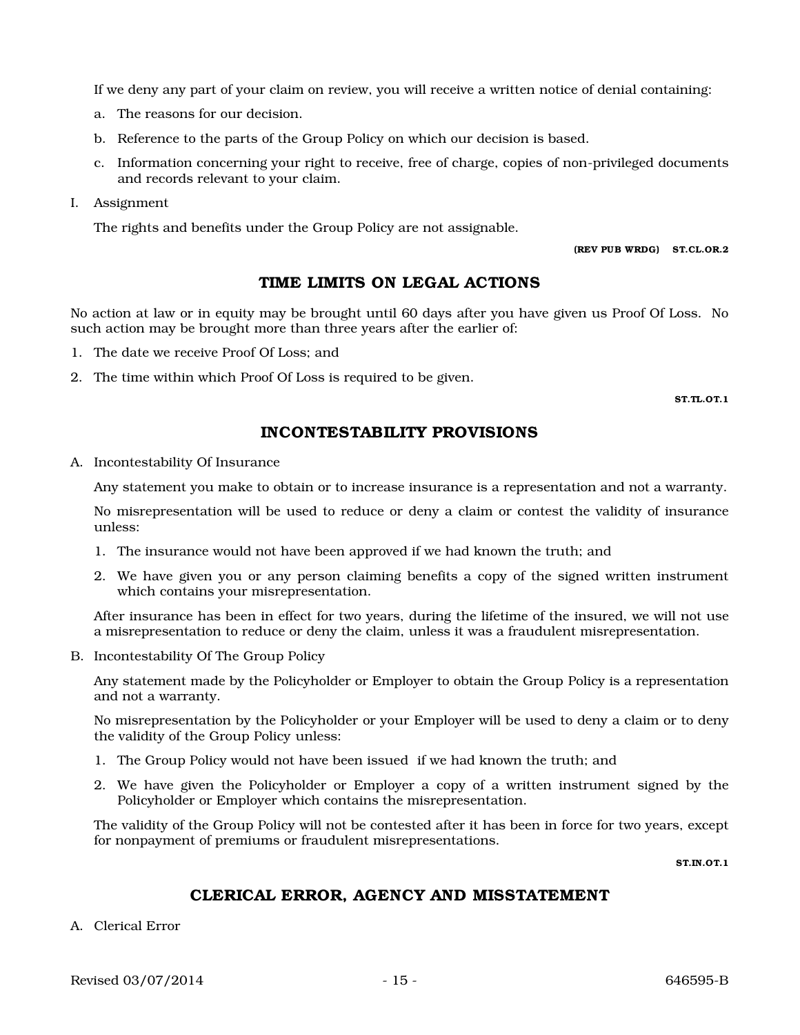If we deny any part of your claim on review, you will receive a written notice of denial containing:

a. The reasons for our decision.

b. Reference to the parts of the Group Policy on which our decision is based.

c. Information concerning your right to receive, free of charge, copies of non-privileged documents and records relevant to your claim.

I. Assignment

The rights and benefits under the Group Policy are not assignable.

**(REV PUB WRDG) ST.CL.OR.2**

## TIME LIMITS ON LEGAL ACTIONS

No action at law or in equity may be brought until 60 days after you have given us Proof Of Loss. No such action may be brought more than three years after the earlier of:

1. The date we receive Proof Of Loss; and
2. The time within which Proof Of Loss is required to be given.

**ST.TL.OT.1**

## INCONTESTABILITY PROVISIONS

A. Incontestability Of Insurance

Any statement you make to obtain or to increase insurance is a representation and not a warranty.

No misrepresentation will be used to reduce or deny a claim or contest the validity of insurance unless:

1. The insurance would not have been approved if we had known the truth; and
2. We have given you or any person claiming benefits a copy of the signed written instrument which contains your misrepresentation.

After insurance has been in effect for two years, during the lifetime of the insured, we will not use a misrepresentation to reduce or deny the claim, unless it was a fraudulent misrepresentation.

B. Incontestability Of The Group Policy

Any statement made by the Policyholder or Employer to obtain the Group Policy is a representation and not a warranty.

No misrepresentation by the Policyholder or your Employer will be used to deny a claim or to deny the validity of the Group Policy unless:

1. The Group Policy would not have been issued if we had known the truth; and
2. We have given the Policyholder or Employer a copy of a written instrument signed by the Policyholder or Employer which contains the misrepresentation.

The validity of the Group Policy will not be contested after it has been in force for two years, except for nonpayment of premiums or fraudulent misrepresentations.

**ST.IN.OT.1**

## CLERICAL ERROR, AGENCY AND MISSTATEMENT

A. Clerical Error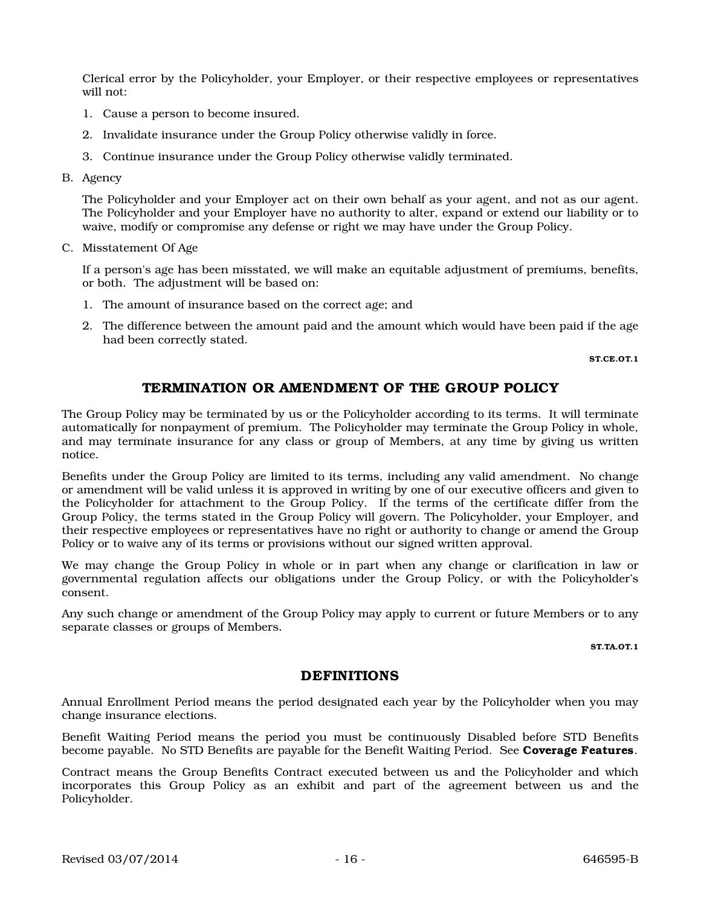Clerical error by the Policyholder, your Employer, or their respective employees or representatives will not:

1. Cause a person to become insured.
2. Invalidate insurance under the Group Policy otherwise validly in force.
3. Continue insurance under the Group Policy otherwise validly terminated.

B. Agency

The Policyholder and your Employer act on their own behalf as your agent, and not as our agent. The Policyholder and your Employer have no authority to alter, expand or extend our liability or to waive, modify or compromise any defense or right we may have under the Group Policy.

C. Misstatement Of Age

If a person's age has been misstated, we will make an equitable adjustment of premiums, benefits, or both. The adjustment will be based on:

1. The amount of insurance based on the correct age; and
2. The difference between the amount paid and the amount which would have been paid if the age had been correctly stated.

**ST.CE.OT.1**

## TERMINATION OR AMENDMENT OF THE GROUP POLICY

The Group Policy may be terminated by us or the Policyholder according to its terms. It will terminate automatically for nonpayment of premium. The Policyholder may terminate the Group Policy in whole, and may terminate insurance for any class or group of Members, at any time by giving us written notice.

Benefits under the Group Policy are limited to its terms, including any valid amendment. No change or amendment will be valid unless it is approved in writing by one of our executive officers and given to the Policyholder for attachment to the Group Policy. If the terms of the certificate differ from the Group Policy, the terms stated in the Group Policy will govern. The Policyholder, your Employer, and their respective employees or representatives have no right or authority to change or amend the Group Policy or to waive any of its terms or provisions without our signed written approval.

We may change the Group Policy in whole or in part when any change or clarification in law or governmental regulation affects our obligations under the Group Policy, or with the Policyholder's consent.

Any such change or amendment of the Group Policy may apply to current or future Members or to any separate classes or groups of Members.

**ST.TA.OT.1**

## DEFINITIONS

Annual Enrollment Period means the period designated each year by the Policyholder when you may change insurance elections.

Benefit Waiting Period means the period you must be continuously Disabled before STD Benefits become payable. No STD Benefits are payable for the Benefit Waiting Period. See **Coverage Features**.

Contract means the Group Benefits Contract executed between us and the Policyholder and which incorporates this Group Policy as an exhibit and part of the agreement between us and the Policyholder.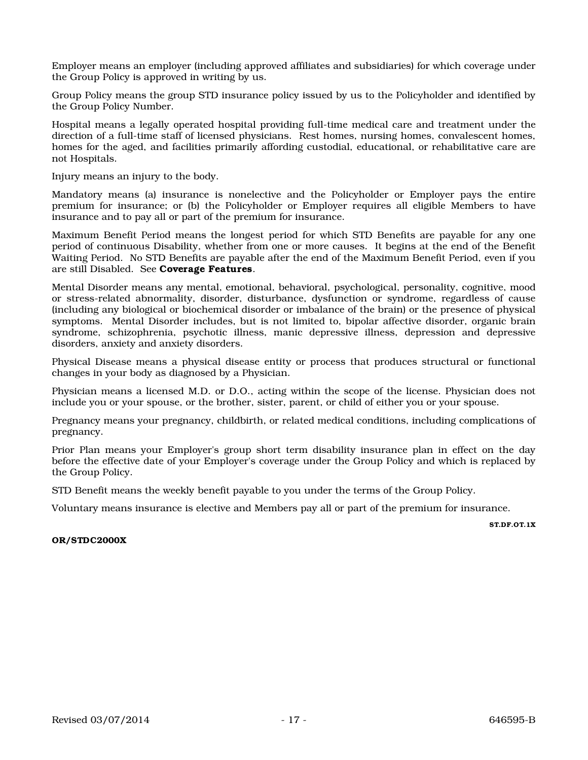Employer means an employer (including approved affiliates and subsidiaries) for which coverage under the Group Policy is approved in writing by us.

Group Policy means the group STD insurance policy issued by us to the Policyholder and identified by the Group Policy Number.

Hospital means a legally operated hospital providing full-time medical care and treatment under the direction of a full-time staff of licensed physicians. Rest homes, nursing homes, convalescent homes, homes for the aged, and facilities primarily affording custodial, educational, or rehabilitative care are not Hospitals.

Injury means an injury to the body.

Mandatory means (a) insurance is nonelective and the Policyholder or Employer pays the entire premium for insurance; or (b) the Policyholder or Employer requires all eligible Members to have insurance and to pay all or part of the premium for insurance.

Maximum Benefit Period means the longest period for which STD Benefits are payable for any one period of continuous Disability, whether from one or more causes. It begins at the end of the Benefit Waiting Period. No STD Benefits are payable after the end of the Maximum Benefit Period, even if you are still Disabled. See **Coverage Features**.

Mental Disorder means any mental, emotional, behavioral, psychological, personality, cognitive, mood or stress-related abnormality, disorder, disturbance, dysfunction or syndrome, regardless of cause (including any biological or biochemical disorder or imbalance of the brain) or the presence of physical symptoms. Mental Disorder includes, but is not limited to, bipolar affective disorder, organic brain syndrome, schizophrenia, psychotic illness, manic depressive illness, depression and depressive disorders, anxiety and anxiety disorders.

Physical Disease means a physical disease entity or process that produces structural or functional changes in your body as diagnosed by a Physician.

Physician means a licensed M.D. or D.O., acting within the scope of the license. Physician does not include you or your spouse, or the brother, sister, parent, or child of either you or your spouse.

Pregnancy means your pregnancy, childbirth, or related medical conditions, including complications of pregnancy.

Prior Plan means your Employer's group short term disability insurance plan in effect on the day before the effective date of your Employer's coverage under the Group Policy and which is replaced by the Group Policy.

STD Benefit means the weekly benefit payable to you under the terms of the Group Policy.

Voluntary means insurance is elective and Members pay all or part of the premium for insurance.

**ST.DF.OT.1X**

**OR/STDC2000X**